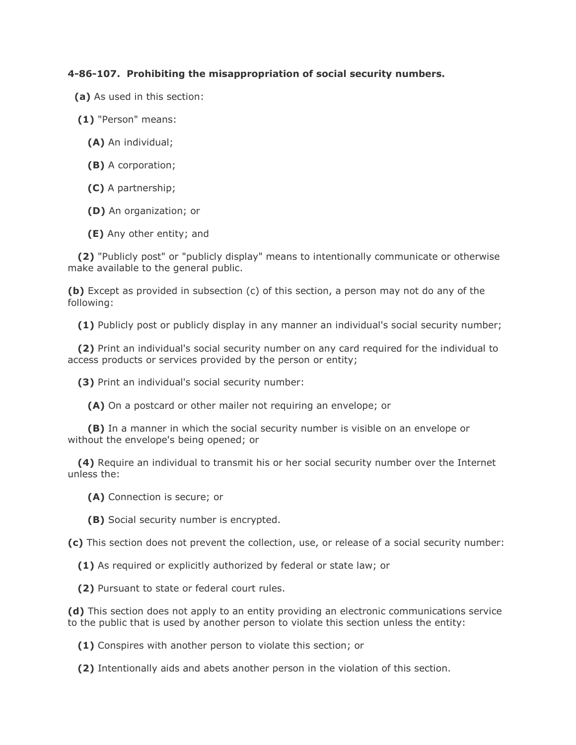**4-86-107. Prohibiting the misappropriation of social security numbers.**

**(a)** As used in this section:

**(1)** "Person" means:

**(A)** An individual;

**(B)** A corporation;

**(C)** A partnership;

**(D)** An organization; or

**(E)** Any other entity; and

**(2)** "Publicly post" or "publicly display" means to intentionally communicate or otherwise make available to the general public.

**(b)** Except as provided in subsection (c) of this section, a person may not do any of the following:

**(1)** Publicly post or publicly display in any manner an individual's social security number;

**(2)** Print an individual's social security number on any card required for the individual to access products or services provided by the person or entity;

**(3)** Print an individual's social security number:

**(A)** On a postcard or other mailer not requiring an envelope; or

**(B)** In a manner in which the social security number is visible on an envelope or without the envelope's being opened; or

**(4)** Require an individual to transmit his or her social security number over the Internet unless the:

**(A)** Connection is secure; or

**(B)** Social security number is encrypted.

**(c)** This section does not prevent the collection, use, or release of a social security number:

**(1)** As required or explicitly authorized by federal or state law; or

**(2)** Pursuant to state or federal court rules.

**(d)** This section does not apply to an entity providing an electronic communications service to the public that is used by another person to violate this section unless the entity:

**(1)** Conspires with another person to violate this section; or

**(2)** Intentionally aids and abets another person in the violation of this section.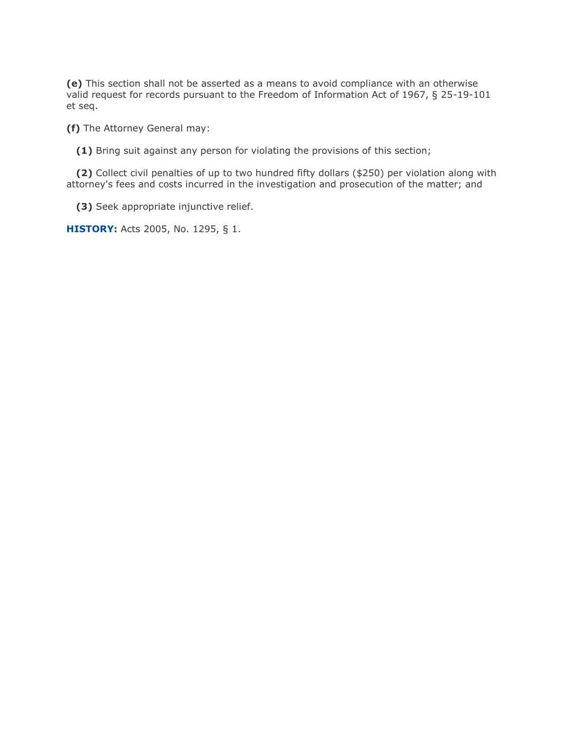**(e)** This section shall not be asserted as a means to avoid compliance with an otherwise valid request for records pursuant to the Freedom of Information Act of 1967, § 25-19-101 et seq.

**(f)** The Attorney General may:

**(1)** Bring suit against any person for violating the provisions of this section;

**(2)** Collect civil penalties of up to two hundred fifty dollars ($250) per violation along with attorney's fees and costs incurred in the investigation and prosecution of the matter; and

**(3)** Seek appropriate injunctive relief.

**HISTORY:** Acts 2005, No. 1295, § 1.